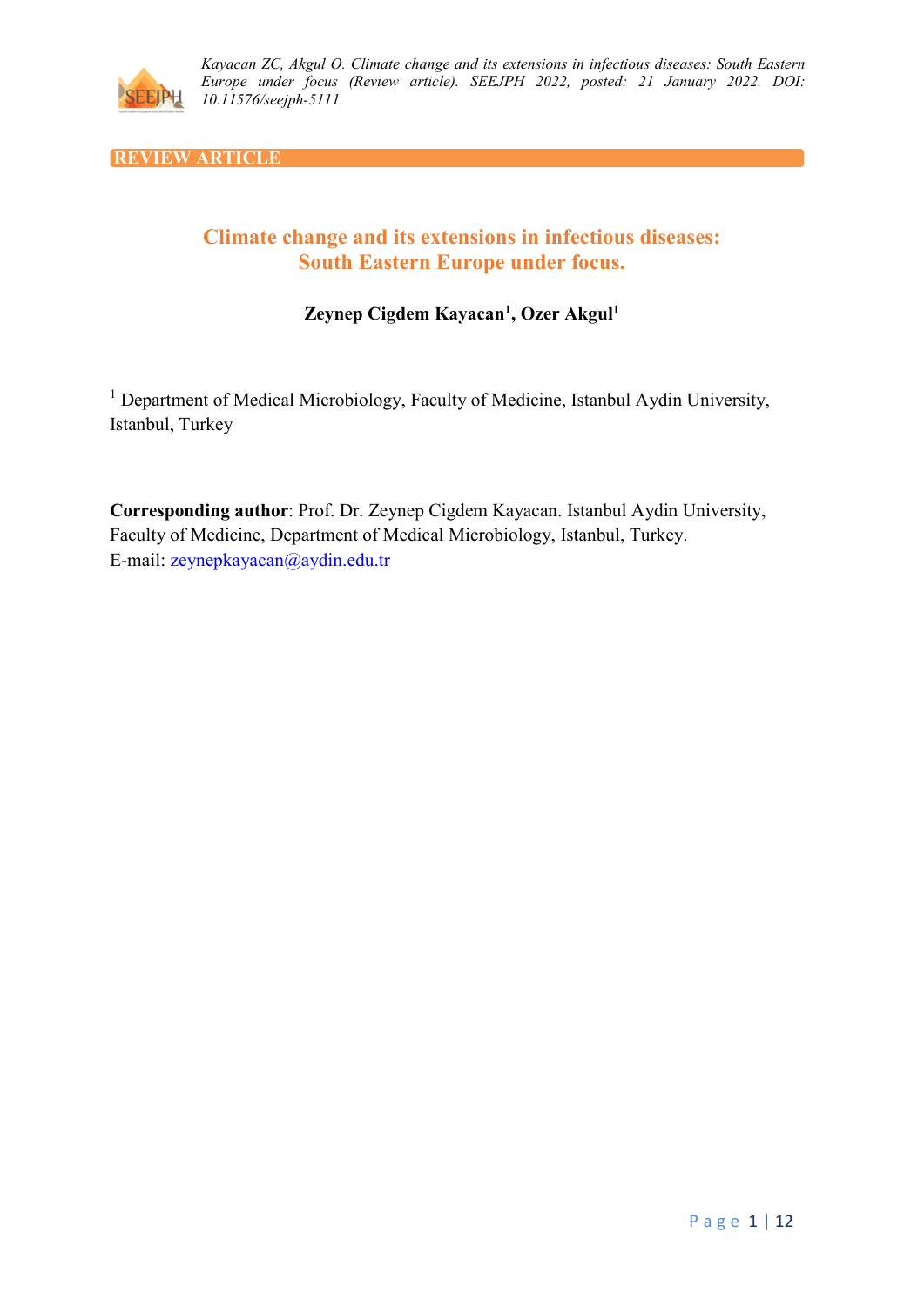REVIEW ARTICLE

# Climate change and its extensions in infectious diseases: South Eastern Europe under focus.

**Zeynep Cigdem Kayacan[1], Ozer Akgul[1]**

[1] Department of Medical Microbiology, Faculty of Medicine, Istanbul Aydin University, Istanbul, Turkey

**Corresponding author**: Prof. Dr. Zeynep Cigdem Kayacan. Istanbul Aydin University, Faculty of Medicine, Department of Medical Microbiology, Istanbul, Turkey.
E-mail: zeynepkayacan@aydin.edu.tr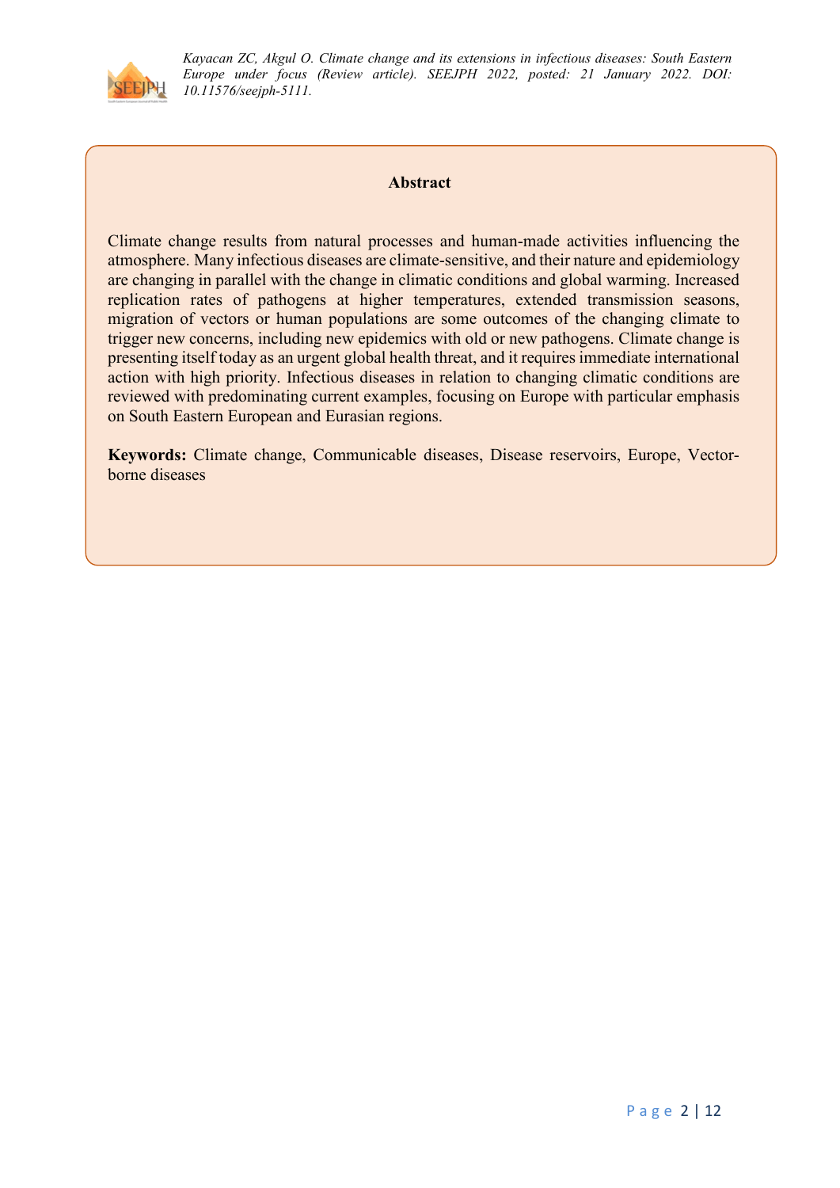## Abstract

Climate change results from natural processes and human-made activities influencing the atmosphere. Many infectious diseases are climate-sensitive, and their nature and epidemiology are changing in parallel with the change in climatic conditions and global warming. Increased replication rates of pathogens at higher temperatures, extended transmission seasons, migration of vectors or human populations are some outcomes of the changing climate to trigger new concerns, including new epidemics with old or new pathogens. Climate change is presenting itself today as an urgent global health threat, and it requires immediate international action with high priority. Infectious diseases in relation to changing climatic conditions are reviewed with predominating current examples, focusing on Europe with particular emphasis on South Eastern European and Eurasian regions.

**Keywords:** Climate change, Communicable diseases, Disease reservoirs, Europe, Vector-borne diseases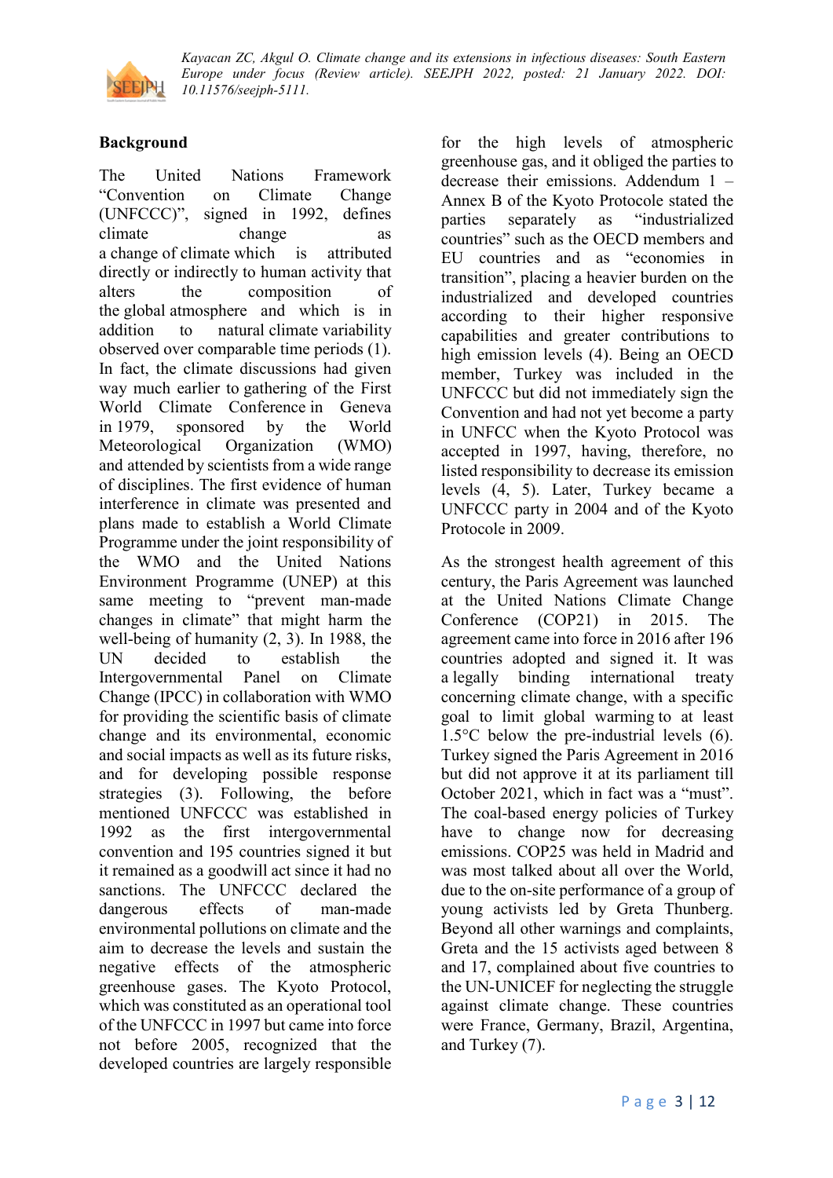## Background

The United Nations Framework "Convention on Climate Change (UNFCCC)", signed in 1992, defines climate change as a change of climate which is attributed directly or indirectly to human activity that alters the composition of the global atmosphere and which is in addition to natural climate variability observed over comparable time periods (1). In fact, the climate discussions had given way much earlier to gathering of the First World Climate Conference in Geneva in 1979, sponsored by the World Meteorological Organization (WMO) and attended by scientists from a wide range of disciplines. The first evidence of human interference in climate was presented and plans made to establish a World Climate Programme under the joint responsibility of the WMO and the United Nations Environment Programme (UNEP) at this same meeting to "prevent man-made changes in climate" that might harm the well-being of humanity (2, 3). In 1988, the UN decided to establish the Intergovernmental Panel on Climate Change (IPCC) in collaboration with WMO for providing the scientific basis of climate change and its environmental, economic and social impacts as well as its future risks, and for developing possible response strategies (3). Following, the before mentioned UNFCCC was established in 1992 as the first intergovernmental convention and 195 countries signed it but it remained as a goodwill act since it had no sanctions. The UNFCCC declared the dangerous effects of man-made environmental pollutions on climate and the aim to decrease the levels and sustain the negative effects of the atmospheric greenhouse gases. The Kyoto Protocol, which was constituted as an operational tool of the UNFCCC in 1997 but came into force not before 2005, recognized that the developed countries are largely responsible for the high levels of atmospheric greenhouse gas, and it obliged the parties to decrease their emissions. Addendum 1 – Annex B of the Kyoto Protocole stated the parties separately as "industrialized countries" such as the OECD members and EU countries and as "economies in transition", placing a heavier burden on the industrialized and developed countries according to their higher responsive capabilities and greater contributions to high emission levels (4). Being an OECD member, Turkey was included in the UNFCCC but did not immediately sign the Convention and had not yet become a party in UNFCC when the Kyoto Protocol was accepted in 1997, having, therefore, no listed responsibility to decrease its emission levels (4, 5). Later, Turkey became a UNFCCC party in 2004 and of the Kyoto Protocole in 2009.

As the strongest health agreement of this century, the Paris Agreement was launched at the United Nations Climate Change Conference (COP21) in 2015. The agreement came into force in 2016 after 196 countries adopted and signed it. It was a legally binding international treaty concerning climate change, with a specific goal to limit global warming to at least 1.5°C below the pre-industrial levels (6). Turkey signed the Paris Agreement in 2016 but did not approve it at its parliament till October 2021, which in fact was a "must". The coal-based energy policies of Turkey have to change now for decreasing emissions. COP25 was held in Madrid and was most talked about all over the World, due to the on-site performance of a group of young activists led by Greta Thunberg. Beyond all other warnings and complaints, Greta and the 15 activists aged between 8 and 17, complained about five countries to the UN-UNICEF for neglecting the struggle against climate change. These countries were France, Germany, Brazil, Argentina, and Turkey (7).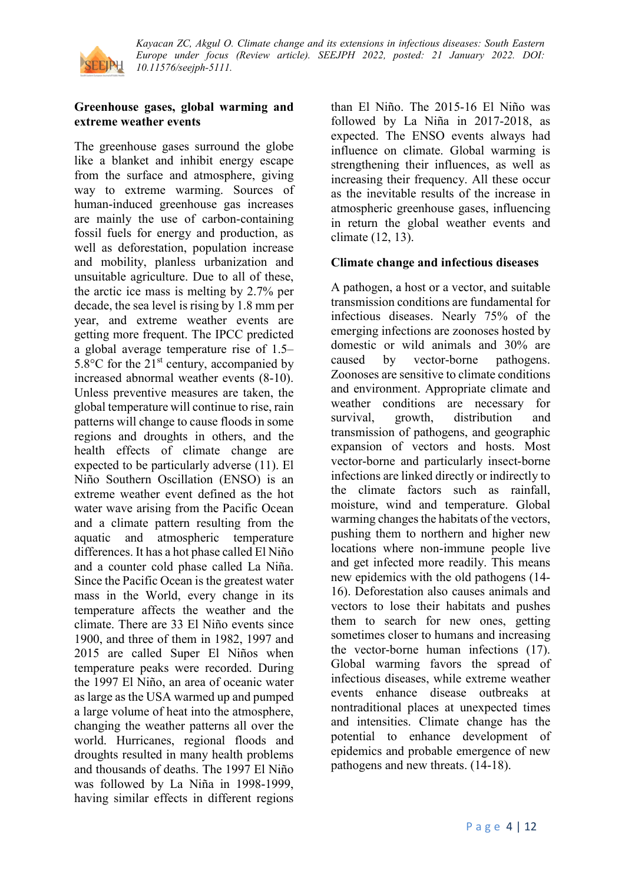## Greenhouse gases, global warming and extreme weather events

The greenhouse gases surround the globe like a blanket and inhibit energy escape from the surface and atmosphere, giving way to extreme warming. Sources of human-induced greenhouse gas increases are mainly the use of carbon-containing fossil fuels for energy and production, as well as deforestation, population increase and mobility, planless urbanization and unsuitable agriculture. Due to all of these, the arctic ice mass is melting by 2.7% per decade, the sea level is rising by 1.8 mm per year, and extreme weather events are getting more frequent. The IPCC predicted a global average temperature rise of 1.5–5.8°C for the 21st century, accompanied by increased abnormal weather events (8-10). Unless preventive measures are taken, the global temperature will continue to rise, rain patterns will change to cause floods in some regions and droughts in others, and the health effects of climate change are expected to be particularly adverse (11). El Niño Southern Oscillation (ENSO) is an extreme weather event defined as the hot water wave arising from the Pacific Ocean and a climate pattern resulting from the aquatic and atmospheric temperature differences. It has a hot phase called El Niño and a counter cold phase called La Niña. Since the Pacific Ocean is the greatest water mass in the World, every change in its temperature affects the weather and the climate. There are 33 El Niño events since 1900, and three of them in 1982, 1997 and 2015 are called Super El Niños when temperature peaks were recorded. During the 1997 El Niño, an area of oceanic water as large as the USA warmed up and pumped a large volume of heat into the atmosphere, changing the weather patterns all over the world. Hurricanes, regional floods and droughts resulted in many health problems and thousands of deaths. The 1997 El Niño was followed by La Niña in 1998-1999, having similar effects in different regions than El Niño. The 2015-16 El Niño was followed by La Niña in 2017-2018, as expected. The ENSO events always had influence on climate. Global warming is strengthening their influences, as well as increasing their frequency. All these occur as the inevitable results of the increase in atmospheric greenhouse gases, influencing in return the global weather events and climate (12, 13).

## Climate change and infectious diseases

A pathogen, a host or a vector, and suitable transmission conditions are fundamental for infectious diseases. Nearly 75% of the emerging infections are zoonoses hosted by domestic or wild animals and 30% are caused by vector-borne pathogens. Zoonoses are sensitive to climate conditions and environment. Appropriate climate and weather conditions are necessary for survival, growth, distribution and transmission of pathogens, and geographic expansion of vectors and hosts. Most vector-borne and particularly insect-borne infections are linked directly or indirectly to the climate factors such as rainfall, moisture, wind and temperature. Global warming changes the habitats of the vectors, pushing them to northern and higher new locations where non-immune people live and get infected more readily. This means new epidemics with the old pathogens (14-16). Deforestation also causes animals and vectors to lose their habitats and pushes them to search for new ones, getting sometimes closer to humans and increasing the vector-borne human infections (17). Global warming favors the spread of infectious diseases, while extreme weather events enhance disease outbreaks at nontraditional places at unexpected times and intensities. Climate change has the potential to enhance development of epidemics and probable emergence of new pathogens and new threats. (14-18).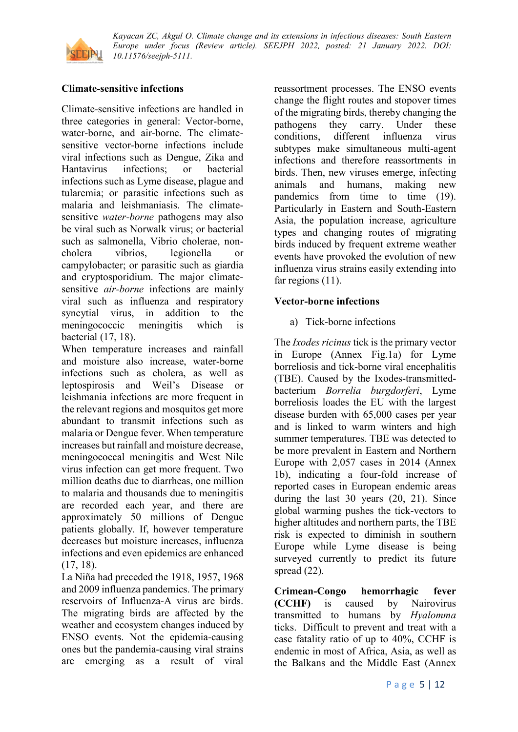## Climate-sensitive infections

Climate-sensitive infections are handled in three categories in general: Vector-borne, water-borne, and air-borne. The climate-sensitive vector-borne infections include viral infections such as Dengue, Zika and Hantavirus infections; or bacterial infections such as Lyme disease, plague and tularemia; or parasitic infections such as malaria and leishmaniasis. The climate-sensitive *water-borne* pathogens may also be viral such as Norwalk virus; or bacterial such as salmonella, Vibrio cholerae, non-cholera vibrios, legionella or campylobacter; or parasitic such as giardia and cryptosporidium. The major climate-sensitive *air-borne* infections are mainly viral such as influenza and respiratory syncytial virus, in addition to the meningococcic meningitis which is bacterial (17, 18).

When temperature increases and rainfall and moisture also increase, water-borne infections such as cholera, as well as leptospirosis and Weil's Disease or leishmania infections are more frequent in the relevant regions and mosquitos get more abundant to transmit infections such as malaria or Dengue fever. When temperature increases but rainfall and moisture decrease, meningococcal meningitis and West Nile virus infection can get more frequent. Two million deaths due to diarrheas, one million to malaria and thousands due to meningitis are recorded each year, and there are approximately 50 millions of Dengue patients globally. If, however temperature decreases but moisture increases, influenza infections and even epidemics are enhanced (17, 18).

La Niña had preceded the 1918, 1957, 1968 and 2009 influenza pandemics. The primary reservoirs of Influenza-A virus are birds. The migrating birds are affected by the weather and ecosystem changes induced by ENSO events. Not the epidemia-causing ones but the pandemia-causing viral strains are emerging as a result of viral reassortment processes. The ENSO events change the flight routes and stopover times of the migrating birds, thereby changing the pathogens they carry. Under these conditions, different influenza virus subtypes make simultaneous multi-agent infections and therefore reassortments in birds. Then, new viruses emerge, infecting animals and humans, making new pandemics from time to time (19). Particularly in Eastern and South-Eastern Asia, the population increase, agriculture types and changing routes of migrating birds induced by frequent extreme weather events have provoked the evolution of new influenza virus strains easily extending into far regions (11).

## Vector-borne infections

a) Tick-borne infections

The *Ixodes ricinus* tick is the primary vector in Europe (Annex Fig.1a) for Lyme borreliosis and tick-borne viral encephalitis (TBE). Caused by the Ixodes-transmitted-bacterium *Borrelia burgdorferi*, Lyme borreliosis loades the EU with the largest disease burden with 65,000 cases per year and is linked to warm winters and high summer temperatures. TBE was detected to be more prevalent in Eastern and Northern Europe with 2,057 cases in 2014 (Annex 1b), indicating a four-fold increase of reported cases in European endemic areas during the last 30 years (20, 21). Since global warming pushes the tick-vectors to higher altitudes and northern parts, the TBE risk is expected to diminish in southern Europe while Lyme disease is being surveyed currently to predict its future spread (22).

**Crimean-Congo hemorrhagic fever (CCHF)** is caused by Nairovirus transmitted to humans by *Hyalomma* ticks. Difficult to prevent and treat with a case fatality ratio of up to 40%, CCHF is endemic in most of Africa, Asia, as well as the Balkans and the Middle East (Annex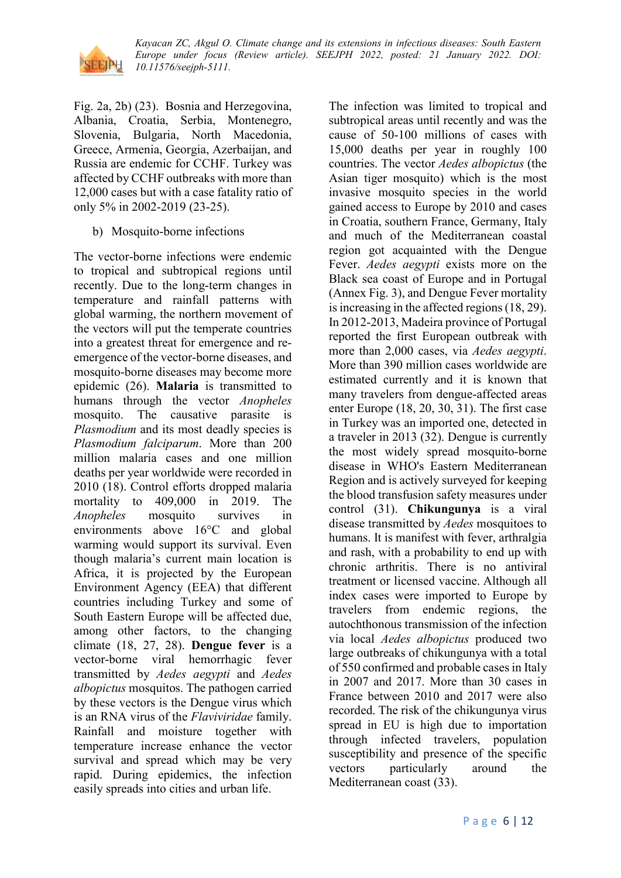Fig. 2a, 2b) (23). Bosnia and Herzegovina, Albania, Croatia, Serbia, Montenegro, Slovenia, Bulgaria, North Macedonia, Greece, Armenia, Georgia, Azerbaijan, and Russia are endemic for CCHF. Turkey was affected by CCHF outbreaks with more than 12,000 cases but with a case fatality ratio of only 5% in 2002-2019 (23-25).

b) Mosquito-borne infections

The vector-borne infections were endemic to tropical and subtropical regions until recently. Due to the long-term changes in temperature and rainfall patterns with global warming, the northern movement of the vectors will put the temperate countries into a greatest threat for emergence and re-emergence of the vector-borne diseases, and mosquito-borne diseases may become more epidemic (26). **Malaria** is transmitted to humans through the vector *Anopheles* mosquito. The causative parasite is *Plasmodium* and its most deadly species is *Plasmodium falciparum*. More than 200 million malaria cases and one million deaths per year worldwide were recorded in 2010 (18). Control efforts dropped malaria mortality to 409,000 in 2019. The *Anopheles* mosquito survives in environments above 16°C and global warming would support its survival. Even though malaria's current main location is Africa, it is projected by the European Environment Agency (EEA) that different countries including Turkey and some of South Eastern Europe will be affected due, among other factors, to the changing climate (18, 27, 28). **Dengue fever** is a vector-borne viral hemorrhagic fever transmitted by *Aedes aegypti* and *Aedes albopictus* mosquitos. The pathogen carried by these vectors is the Dengue virus which is an RNA virus of the *Flaviviridae* family. Rainfall and moisture together with temperature increase enhance the vector survival and spread which may be very rapid. During epidemics, the infection easily spreads into cities and urban life. The infection was limited to tropical and subtropical areas until recently and was the cause of 50-100 millions of cases with 15,000 deaths per year in roughly 100 countries. The vector *Aedes albopictus* (the Asian tiger mosquito) which is the most invasive mosquito species in the world gained access to Europe by 2010 and cases in Croatia, southern France, Germany, Italy and much of the Mediterranean coastal region got acquainted with the Dengue Fever. *Aedes aegypti* exists more on the Black sea coast of Europe and in Portugal (Annex Fig. 3), and Dengue Fever mortality is increasing in the affected regions (18, 29). In 2012-2013, Madeira province of Portugal reported the first European outbreak with more than 2,000 cases, via *Aedes aegypti*. More than 390 million cases worldwide are estimated currently and it is known that many travelers from dengue-affected areas enter Europe (18, 20, 30, 31). The first case in Turkey was an imported one, detected in a traveler in 2013 (32). Dengue is currently the most widely spread mosquito-borne disease in WHO's Eastern Mediterranean Region and is actively surveyed for keeping the blood transfusion safety measures under control (31). **Chikungunya** is a viral disease transmitted by *Aedes* mosquitoes to humans. It is manifest with fever, arthralgia and rash, with a probability to end up with chronic arthritis. There is no antiviral treatment or licensed vaccine. Although all index cases were imported to Europe by travelers from endemic regions, the autochthonous transmission of the infection via local *Aedes albopictus* produced two large outbreaks of chikungunya with a total of 550 confirmed and probable cases in Italy in 2007 and 2017. More than 30 cases in France between 2010 and 2017 were also recorded. The risk of the chikungunya virus spread in EU is high due to importation through infected travelers, population susceptibility and presence of the specific vectors particularly around the Mediterranean coast (33).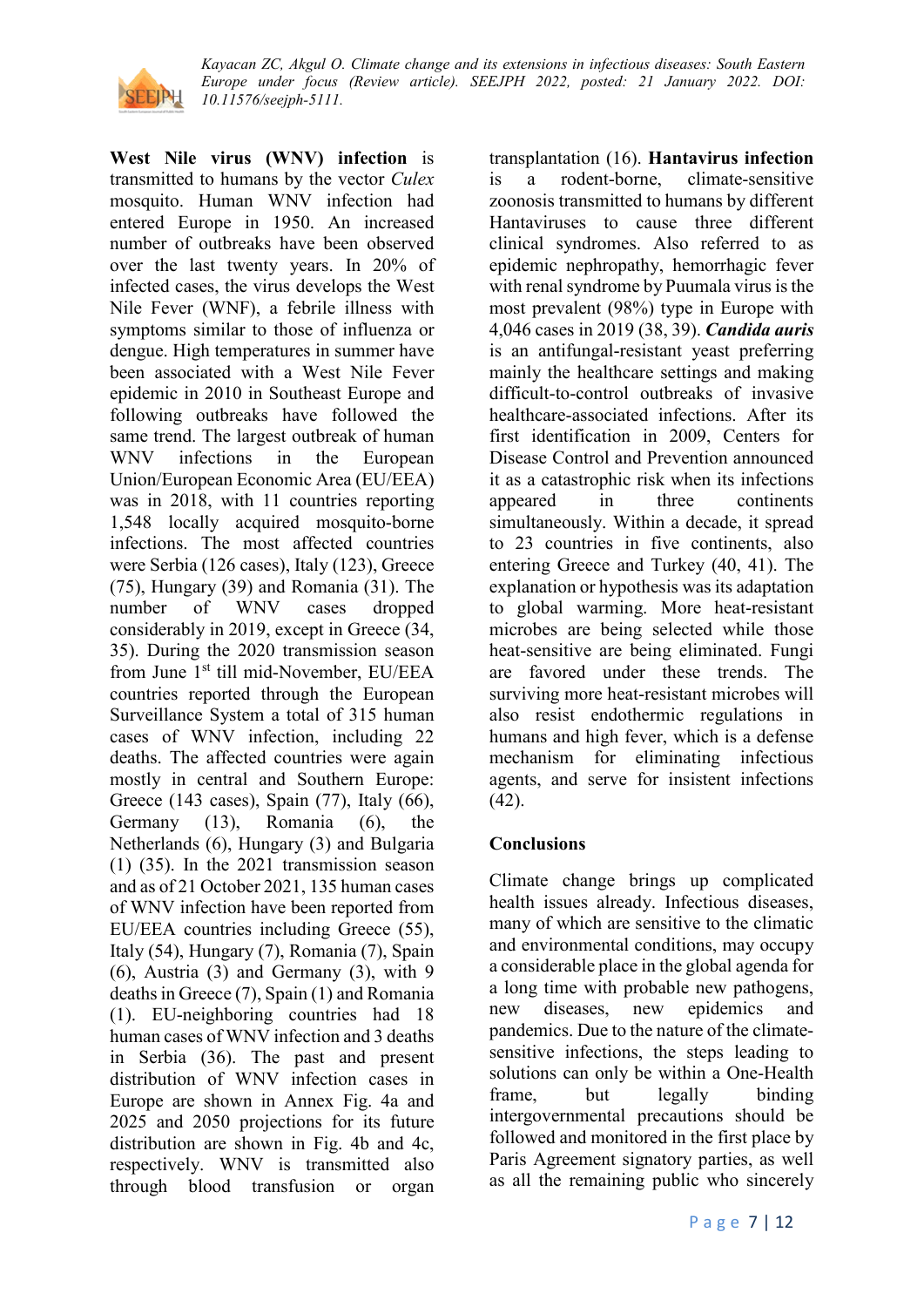**West Nile virus (WNV) infection** is transmitted to humans by the vector *Culex* mosquito. Human WNV infection had entered Europe in 1950. An increased number of outbreaks have been observed over the last twenty years. In 20% of infected cases, the virus develops the West Nile Fever (WNF), a febrile illness with symptoms similar to those of influenza or dengue. High temperatures in summer have been associated with a West Nile Fever epidemic in 2010 in Southeast Europe and following outbreaks have followed the same trend. The largest outbreak of human WNV infections in the European Union/European Economic Area (EU/EEA) was in 2018, with 11 countries reporting 1,548 locally acquired mosquito-borne infections. The most affected countries were Serbia (126 cases), Italy (123), Greece (75), Hungary (39) and Romania (31). The number of WNV cases dropped considerably in 2019, except in Greece (34, 35). During the 2020 transmission season from June 1st till mid-November, EU/EEA countries reported through the European Surveillance System a total of 315 human cases of WNV infection, including 22 deaths. The affected countries were again mostly in central and Southern Europe: Greece (143 cases), Spain (77), Italy (66), Germany (13), Romania (6), the Netherlands (6), Hungary (3) and Bulgaria (1) (35). In the 2021 transmission season and as of 21 October 2021, 135 human cases of WNV infection have been reported from EU/EEA countries including Greece (55), Italy (54), Hungary (7), Romania (7), Spain (6), Austria (3) and Germany (3), with 9 deaths in Greece (7), Spain (1) and Romania (1). EU-neighboring countries had 18 human cases of WNV infection and 3 deaths in Serbia (36). The past and present distribution of WNV infection cases in Europe are shown in Annex Fig. 4a and 2025 and 2050 projections for its future distribution are shown in Fig. 4b and 4c, respectively. WNV is transmitted also through blood transfusion or organ transplantation (16). **Hantavirus infection** is a rodent-borne, climate-sensitive zoonosis transmitted to humans by different Hantaviruses to cause three different clinical syndromes. Also referred to as epidemic nephropathy, hemorrhagic fever with renal syndrome by Puumala virus is the most prevalent (98%) type in Europe with 4,046 cases in 2019 (38, 39). ***Candida auris*** is an antifungal-resistant yeast preferring mainly the healthcare settings and making difficult-to-control outbreaks of invasive healthcare-associated infections. After its first identification in 2009, Centers for Disease Control and Prevention announced it as a catastrophic risk when its infections appeared in three continents simultaneously. Within a decade, it spread to 23 countries in five continents, also entering Greece and Turkey (40, 41). The explanation or hypothesis was its adaptation to global warming. More heat-resistant microbes are being selected while those heat-sensitive are being eliminated. Fungi are favored under these trends. The surviving more heat-resistant microbes will also resist endothermic regulations in humans and high fever, which is a defense mechanism for eliminating infectious agents, and serve for insistent infections (42).

## Conclusions

Climate change brings up complicated health issues already. Infectious diseases, many of which are sensitive to the climatic and environmental conditions, may occupy a considerable place in the global agenda for a long time with probable new pathogens, new diseases, new epidemics and pandemics. Due to the nature of the climate-sensitive infections, the steps leading to solutions can only be within a One-Health frame, but legally binding intergovernmental precautions should be followed and monitored in the first place by Paris Agreement signatory parties, as well as all the remaining public who sincerely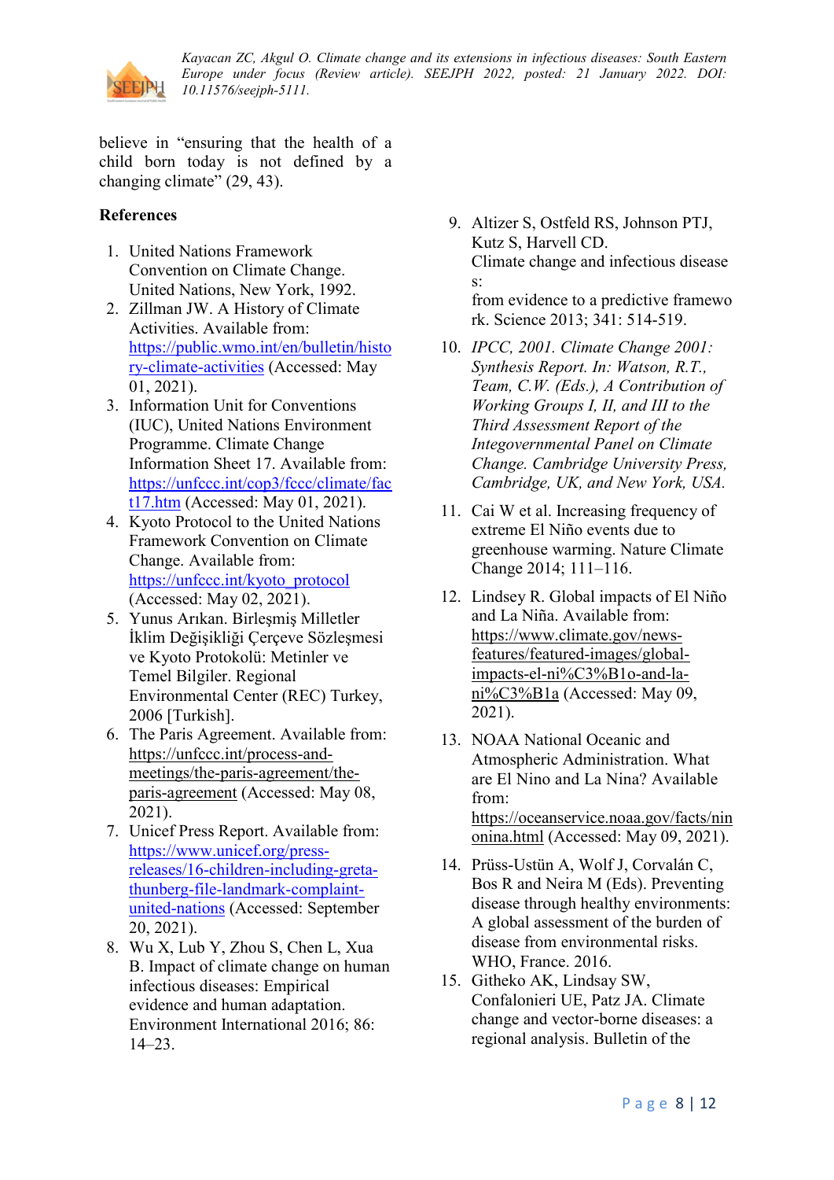believe in "ensuring that the health of a child born today is not defined by a changing climate" (29, 43).

**References**

1. United Nations Framework Convention on Climate Change. United Nations, New York, 1992.
2. Zillman JW. A History of Climate Activities. Available from: https://public.wmo.int/en/bulletin/history-climate-activities (Accessed: May 01, 2021).
3. Information Unit for Conventions (IUC), United Nations Environment Programme. Climate Change Information Sheet 17. Available from: https://unfccc.int/cop3/fccc/climate/fact17.htm (Accessed: May 01, 2021).
4. Kyoto Protocol to the United Nations Framework Convention on Climate Change. Available from: https://unfccc.int/kyoto_protocol (Accessed: May 02, 2021).
5. Yunus Arıkan. Birleşmiş Milletler İklim Değişikliği Çerçeve Sözleşmesi ve Kyoto Protokolü: Metinler ve Temel Bilgiler. Regional Environmental Center (REC) Turkey, 2006 [Turkish].
6. The Paris Agreement. Available from: https://unfccc.int/process-and-meetings/the-paris-agreement/the-paris-agreement (Accessed: May 08, 2021).
7. Unicef Press Report. Available from: https://www.unicef.org/press-releases/16-children-including-greta-thunberg-file-landmark-complaint-united-nations (Accessed: September 20, 2021).
8. Wu X, Lub Y, Zhou S, Chen L, Xua B. Impact of climate change on human infectious diseases: Empirical evidence and human adaptation. Environment International 2016; 86: 14–23.
9. Altizer S, Ostfeld RS, Johnson PTJ, Kutz S, Harvell CD. Climate change and infectious diseases: from evidence to a predictive framework. Science 2013; 341: 514-519.
10. *IPCC, 2001. Climate Change 2001: Synthesis Report. In: Watson, R.T., Team, C.W. (Eds.), A Contribution of Working Groups I, II, and III to the Third Assessment Report of the Integovernmental Panel on Climate Change. Cambridge University Press, Cambridge, UK, and New York, USA.*
11. Cai W et al. Increasing frequency of extreme El Niño events due to greenhouse warming. Nature Climate Change 2014; 111–116.
12. Lindsey R. Global impacts of El Niño and La Niña. Available from: https://www.climate.gov/news-features/featured-images/global-impacts-el-ni%C3%B1o-and-la-ni%C3%B1a (Accessed: May 09, 2021).
13. NOAA National Oceanic and Atmospheric Administration. What are El Nino and La Nina? Available from: https://oceanservice.noaa.gov/facts/ninonina.html (Accessed: May 09, 2021).
14. Prüss-Ustün A, Wolf J, Corvalán C, Bos R and Neira M (Eds). Preventing disease through healthy environments: A global assessment of the burden of disease from environmental risks. WHO, France. 2016.
15. Githeko AK, Lindsay SW, Confalonieri UE, Patz JA. Climate change and vector-borne diseases: a regional analysis. Bulletin of the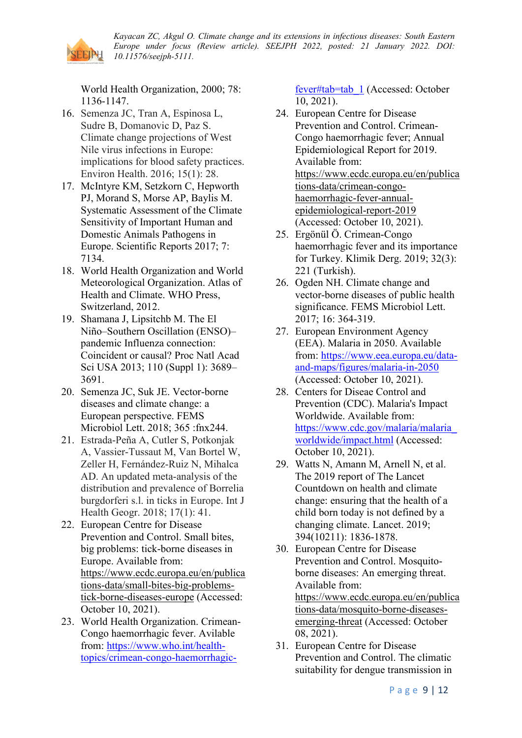World Health Organization, 2000; 78: 1136-1147.

16. Semenza JC, Tran A, Espinosa L, Sudre B, Domanovic D, Paz S. Climate change projections of West Nile virus infections in Europe: implications for blood safety practices. Environ Health. 2016; 15(1): 28.
17. McIntyre KM, Setzkorn C, Hepworth PJ, Morand S, Morse AP, Baylis M. Systematic Assessment of the Climate Sensitivity of Important Human and Domestic Animals Pathogens in Europe. Scientific Reports 2017; 7: 7134.
18. World Health Organization and World Meteorological Organization. Atlas of Health and Climate. WHO Press, Switzerland, 2012.
19. Shamana J, Lipsitchb M. The El Niño–Southern Oscillation (ENSO)–pandemic Influenza connection: Coincident or causal? Proc Natl Acad Sci USA 2013; 110 (Suppl 1): 3689–3691.
20. Semenza JC, Suk JE. Vector-borne diseases and climate change: a European perspective. FEMS Microbiol Lett. 2018; 365 :fnx244.
21. Estrada-Peña A, Cutler S, Potkonjak A, Vassier-Tussaut M, Van Bortel W, Zeller H, Fernández-Ruiz N, Mihalca AD. An updated meta-analysis of the distribution and prevalence of Borrelia burgdorferi s.l. in ticks in Europe. Int J Health Geogr. 2018; 17(1): 41.
22. European Centre for Disease Prevention and Control. Small bites, big problems: tick-borne diseases in Europe. Available from: https://www.ecdc.europa.eu/en/publications-data/small-bites-big-problems-tick-borne-diseases-europe (Accessed: October 10, 2021).
23. World Health Organization. Crimean-Congo haemorrhagic fever. Avilable from: https://www.who.int/health-topics/crimean-congo-haemorrhagic-fever#tab=tab_1 (Accessed: October 10, 2021).
24. European Centre for Disease Prevention and Control. Crimean-Congo haemorrhagic fever; Annual Epidemiological Report for 2019. Available from: https://www.ecdc.europa.eu/en/publications-data/crimean-congo-haemorrhagic-fever-annual-epidemiological-report-2019 (Accessed: October 10, 2021).
25. Ergönül Ö. Crimean-Congo haemorrhagic fever and its importance for Turkey. Klimik Derg. 2019; 32(3): 221 (Turkish).
26. Ogden NH. Climate change and vector-borne diseases of public health significance. FEMS Microbiol Lett. 2017; 16: 364-319.
27. European Environment Agency (EEA). Malaria in 2050. Available from: https://www.eea.europa.eu/data-and-maps/figures/malaria-in-2050 (Accessed: October 10, 2021).
28. Centers for Diseae Control and Prevention (CDC). Malaria's Impact Worldwide. Available from: https://www.cdc.gov/malaria/malaria_worldwide/impact.html (Accessed: October 10, 2021).
29. Watts N, Amann M, Arnell N, et al. The 2019 report of The Lancet Countdown on health and climate change: ensuring that the health of a child born today is not defined by a changing climate. Lancet. 2019; 394(10211): 1836-1878.
30. European Centre for Disease Prevention and Control. Mosquito-borne diseases: An emerging threat. Available from: https://www.ecdc.europa.eu/en/publications-data/mosquito-borne-diseases-emerging-threat (Accessed: October 08, 2021).
31. European Centre for Disease Prevention and Control. The climatic suitability for dengue transmission in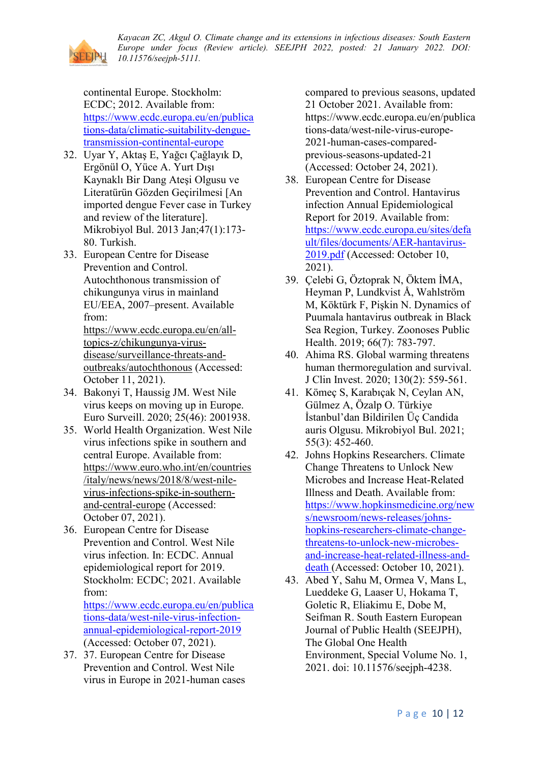continental Europe. Stockholm: ECDC; 2012. Available from: https://www.ecdc.europa.eu/en/publications-data/climatic-suitability-dengue-transmission-continental-europe

32. Uyar Y, Aktaş E, Yağcı Çağlayık D, Ergönül O, Yüce A. Yurt Dışı Kaynaklı Bir Dang Ateşi Olgusu ve Literatürün Gözden Geçirilmesi [An imported dengue Fever case in Turkey and review of the literature]. Mikrobiyol Bul. 2013 Jan;47(1):173-80. Turkish.
33. European Centre for Disease Prevention and Control. Autochthonous transmission of chikungunya virus in mainland EU/EEA, 2007–present. Available from: https://www.ecdc.europa.eu/en/all-topics-z/chikungunya-virus-disease/surveillance-threats-and-outbreaks/autochthonous (Accessed: October 11, 2021).
34. Bakonyi T, Haussig JM. West Nile virus keeps on moving up in Europe. Euro Surveill. 2020; 25(46): 2001938.
35. World Health Organization. West Nile virus infections spike in southern and central Europe. Available from: https://www.euro.who.int/en/countries/italy/news/news/2018/8/west-nile-virus-infections-spike-in-southern-and-central-europe (Accessed: October 07, 2021).
36. European Centre for Disease Prevention and Control. West Nile virus infection. In: ECDC. Annual epidemiological report for 2019. Stockholm: ECDC; 2021. Available from: https://www.ecdc.europa.eu/en/publications-data/west-nile-virus-infection-annual-epidemiological-report-2019 (Accessed: October 07, 2021).
37. 37. European Centre for Disease Prevention and Control. West Nile virus in Europe in 2021-human cases compared to previous seasons, updated 21 October 2021. Available from: https://www.ecdc.europa.eu/en/publications-data/west-nile-virus-europe-2021-human-cases-compared-previous-seasons-updated-21 (Accessed: October 24, 2021).
38. European Centre for Disease Prevention and Control. Hantavirus infection Annual Epidemiological Report for 2019. Available from: https://www.ecdc.europa.eu/sites/default/files/documents/AER-hantavirus-2019.pdf (Accessed: October 10, 2021).
39. Çelebi G, Öztoprak N, Öktem İMA, Heyman P, Lundkvist Å, Wahlström M, Köktürk F, Pişkin N. Dynamics of Puumala hantavirus outbreak in Black Sea Region, Turkey. Zoonoses Public Health. 2019; 66(7): 783-797.
40. Ahima RS. Global warming threatens human thermoregulation and survival. J Clin Invest. 2020; 130(2): 559-561.
41. Kömeç S, Karabıçak N, Ceylan AN, Gülmez A, Özalp O. Türkiye İstanbul'dan Bildirilen Üç Candida auris Olgusu. Mikrobiyol Bul. 2021; 55(3): 452-460.
42. Johns Hopkins Researchers. Climate Change Threatens to Unlock New Microbes and Increase Heat-Related Illness and Death. Available from: https://www.hopkinsmedicine.org/news/newsroom/news-releases/johns-hopkins-researchers-climate-change-threatens-to-unlock-new-microbes-and-increase-heat-related-illness-and-death (Accessed: October 10, 2021).
43. Abed Y, Sahu M, Ormea V, Mans L, Lueddeke G, Laaser U, Hokama T, Goletic R, Eliakimu E, Dobe M, Seifman R. South Eastern European Journal of Public Health (SEEJPH), The Global One Health Environment, Special Volume No. 1, 2021. doi: 10.11576/seejph-4238.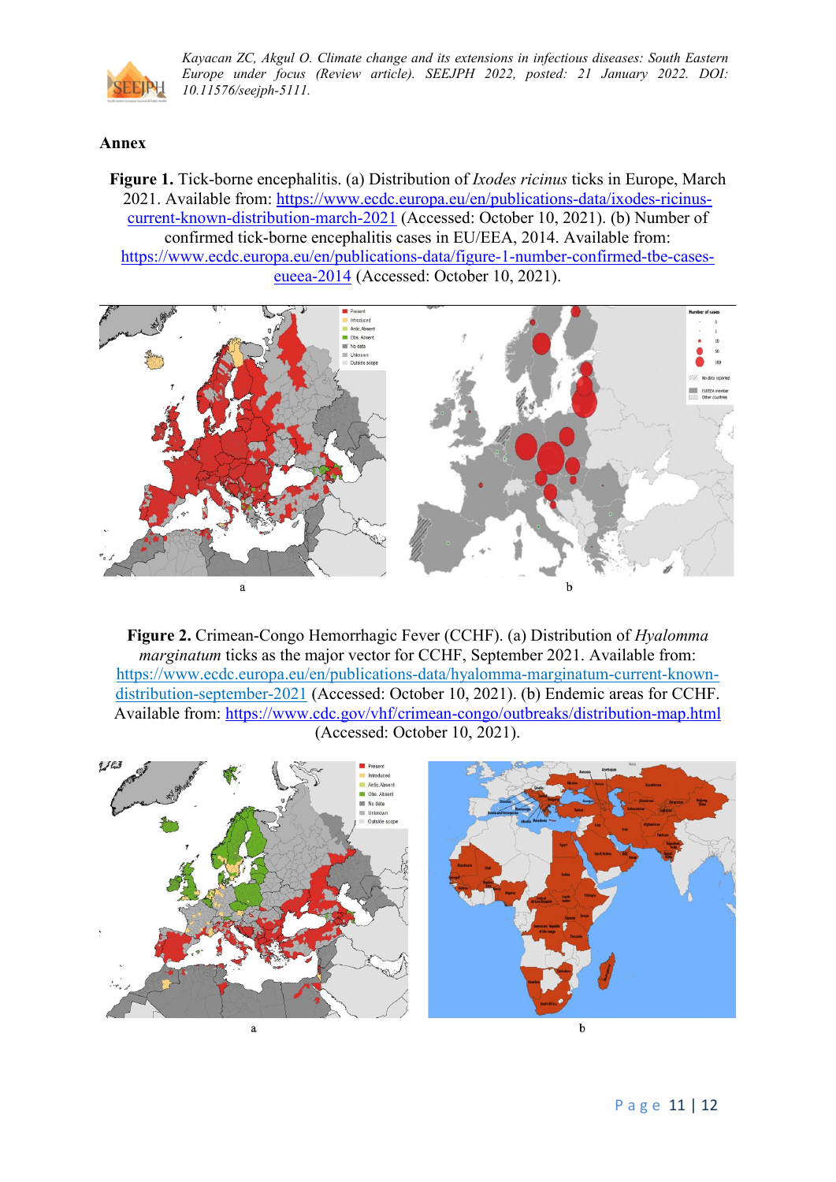**Annex**

**Figure 1.** Tick-borne encephalitis. (a) Distribution of *Ixodes ricinus* ticks in Europe, March 2021. Available from: https://www.ecdc.europa.eu/en/publications-data/ixodes-ricinus-current-known-distribution-march-2021 (Accessed: October 10, 2021). (b) Number of confirmed tick-borne encephalitis cases in EU/EEA, 2014. Available from: https://www.ecdc.europa.eu/en/publications-data/figure-1-number-confirmed-tbe-cases-eueea-2014 (Accessed: October 10, 2021).

a

b

**Figure 2.** Crimean-Congo Hemorrhagic Fever (CCHF). (a) Distribution of *Hyalomma marginatum* ticks as the major vector for CCHF, September 2021. Available from: https://www.ecdc.europa.eu/en/publications-data/hyalomma-marginatum-current-known-distribution-september-2021 (Accessed: October 10, 2021). (b) Endemic areas for CCHF. Available from: https://www.cdc.gov/vhf/crimean-congo/outbreaks/distribution-map.html (Accessed: October 10, 2021).

a

b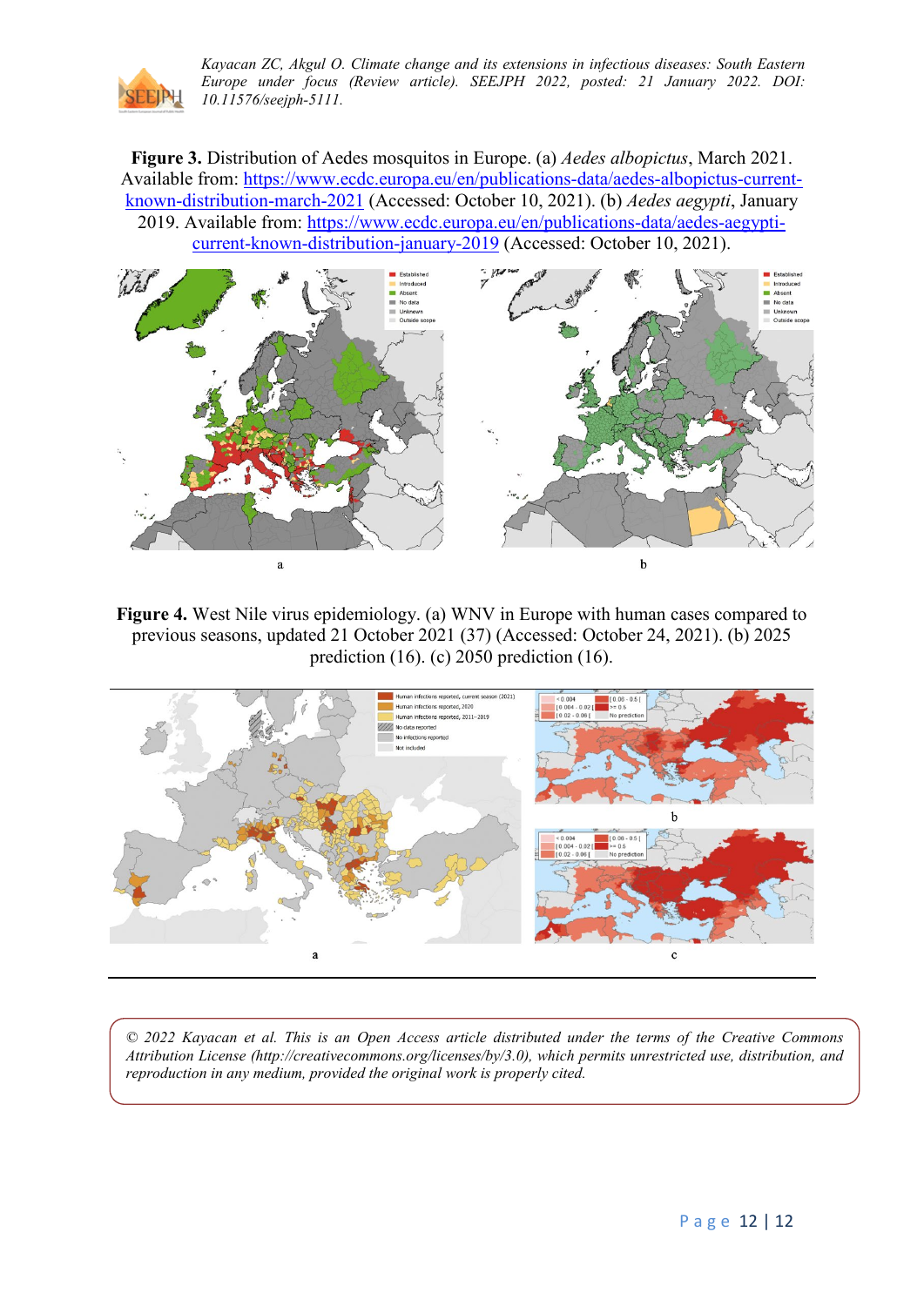**Figure 3.** Distribution of Aedes mosquitos in Europe. (a) *Aedes albopictus*, March 2021. Available from: https://www.ecdc.europa.eu/en/publications-data/aedes-albopictus-current-known-distribution-march-2021 (Accessed: October 10, 2021). (b) *Aedes aegypti*, January 2019. Available from: https://www.ecdc.europa.eu/en/publications-data/aedes-aegypti-current-known-distribution-january-2019 (Accessed: October 10, 2021).

Established
Introduced
Absent
No data
Unknown
Outside scope

a

Established
Introduced
Absent
No data
Unknown
Outside scope

b

**Figure 4.** West Nile virus epidemiology. (a) WNV in Europe with human cases compared to previous seasons, updated 21 October 2021 (37) (Accessed: October 24, 2021). (b) 2025 prediction (16). (c) 2050 prediction (16).

Human infections reported, current season (2021)
Human infections reported, 2020
Human infections reported, 2011–2019
No data reported
No infections reported
Not included

a

< 0.004
[0.004 - 0.02[
[0.02 - 0.06[
[0.06 - 0.5[
>= 0.5
No prediction

b

< 0.004
[0.004 - 0.02[
[0.02 - 0.06[
[0.06 - 0.5[
>= 0.5
No prediction

c

*© 2022 Kayacan et al. This is an Open Access article distributed under the terms of the Creative Commons Attribution License (http://creativecommons.org/licenses/by/3.0), which permits unrestricted use, distribution, and reproduction in any medium, provided the original work is properly cited.*